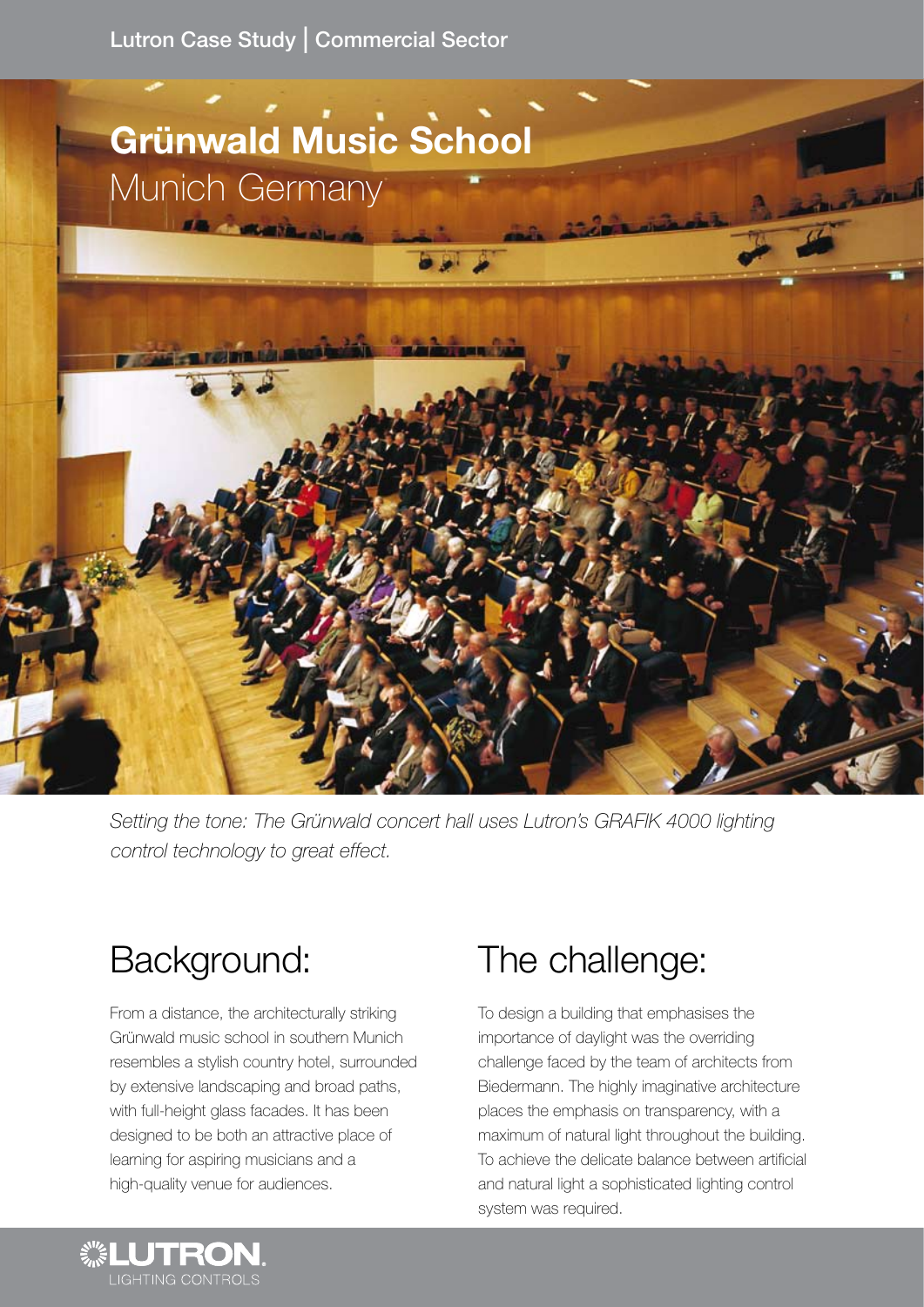Lutron Case Study | Commercial Sector

# Grünwald Music School

Munich Germany

*Setting the tone: The Grünwald concert hall uses Lutron's GRAFIK 4000 lighting control technology to great effect.*

## Background:

From a distance, the architecturally striking Grünwald music school in southern Munich resembles a stylish country hotel, surrounded by extensive landscaping and broad paths, with full-height glass facades. It has been designed to be both an attractive place of learning for aspiring musicians and a high-quality venue for audiences.

## The challenge:

To design a building that emphasises the importance of daylight was the overriding challenge faced by the team of architects from Biedermann. The highly imaginative architecture places the emphasis on transparency, with a maximum of natural light throughout the building. To achieve the delicate balance between artificial and natural light a sophisticated lighting control system was required.

LUTRON.
LIGHTING CONTROLS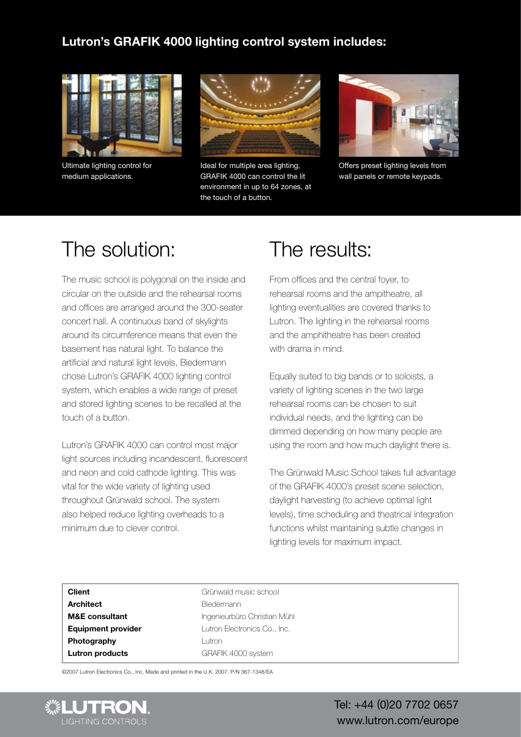## Lutron's GRAFIK 4000 lighting control system includes:

Ultimate lighting control for medium applications.

Ideal for multiple area lighting, GRAFIK 4000 can control the lit environment in up to 64 zones, at the touch of a button.

Offers preset lighting levels from wall panels or remote keypads.

# The solution:

The music school is polygonal on the inside and circular on the outside and the rehearsal rooms and offices are arranged around the 300-seater concert hall. A continuous band of skylights around its circumference means that even the basement has natural light. To balance the artificial and natural light levels, Biedermann chose Lutron's GRAFIK 4000 lighting control system, which enables a wide range of preset and stored lighting scenes to be recalled at the touch of a button.

Lutron's GRAFIK 4000 can control most major light sources including incandescent, fluorescent and neon and cold cathode lighting. This was vital for the wide variety of lighting used throughout Grünwald school. The system also helped reduce lighting overheads to a minimum due to clever control.

# The results:

From offices and the central foyer, to rehearsal rooms and the ampitheatre, all lighting eventualities are covered thanks to Lutron. The lighting in the rehearsal rooms and the amphitheatre has been created with drama in mind.

Equally suited to big bands or to soloists, a variety of lighting scenes in the two large rehearsal rooms can be chosen to suit individual needs, and the lighting can be dimmed depending on how many people are using the room and how much daylight there is.

The Grünwald Music School takes full advantage of the GRAFIK 4000's preset scene selection, daylight harvesting (to achieve optimal light levels), time scheduling and theatrical integration functions whilst maintaining subtle changes in lighting levels for maximum impact.

| | |
|---|---|
| **Client** | Grünwald music school |
| **Architect** | Biedermann |
| **M&E consultant** | Ingenieurbüro Christian Mühl |
| **Equipment provider** | Lutron Electronics Co., Inc. |
| **Photography** | Lutron |
| **Lutron products** | GRAFIK 4000 system |

©2007 Lutron Electronics Co., Inc. Made and printed in the U.K. 2007. P/N 367-1348/EA

LUTRON. LIGHTING CONTROLS

Tel: +44 (0)20 7702 0657
www.lutron.com/europe